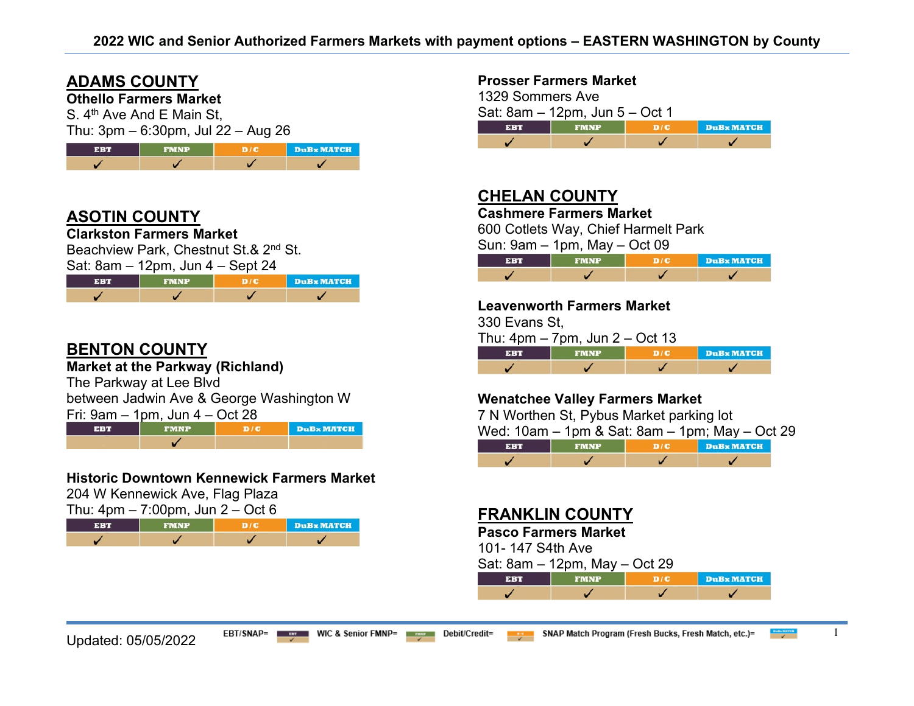# 2022 WIC and Senior Authorized Farmers Markets with payment options – EASTERN WASHINGTON by County

## ADAMS COUNTY

**Othello Farmers Market**
S. 4th Ave And E Main St,
Thu: 3pm – 6:30pm, Jul 22 – Aug 26

| EBT | FMNP | D/C | DuBx MATCH |
|---|---|---|---|
| ✓ | ✓ | ✓ | ✓ |

## ASOTIN COUNTY

**Clarkston Farmers Market**
Beachview Park, Chestnut St.& 2nd St.
Sat: 8am – 12pm, Jun 4 – Sept 24

| EBT | FMNP | D/C | DuBx MATCH |
|---|---|---|---|
| ✓ | ✓ | ✓ | ✓ |

## BENTON COUNTY

**Market at the Parkway (Richland)**
The Parkway at Lee Blvd
between Jadwin Ave & George Washington W
Fri: 9am – 1pm, Jun 4 – Oct 28

| EBT | FMNP | D/C | DuBx MATCH |
|---|---|---|---|
| | ✓ | | |

**Historic Downtown Kennewick Farmers Market**
204 W Kennewick Ave, Flag Plaza
Thu: 4pm – 7:00pm, Jun 2 – Oct 6

| EBT | FMNP | D/C | DuBx MATCH |
|---|---|---|---|
| ✓ | ✓ | ✓ | ✓ |

**Prosser Farmers Market**
1329 Sommers Ave
Sat: 8am – 12pm, Jun 5 – Oct 1

| EBT | FMNP | D/C | DuBx MATCH |
|---|---|---|---|
| ✓ | ✓ | ✓ | ✓ |

## CHELAN COUNTY

**Cashmere Farmers Market**
600 Cotlets Way, Chief Harmelt Park
Sun: 9am – 1pm, May – Oct 09

| EBT | FMNP | D/C | DuBx MATCH |
|---|---|---|---|
| ✓ | ✓ | ✓ | ✓ |

**Leavenworth Farmers Market**
330 Evans St,
Thu: 4pm – 7pm, Jun 2 – Oct 13

| EBT | FMNP | D/C | DuBx MATCH |
|---|---|---|---|
| ✓ | ✓ | ✓ | ✓ |

**Wenatchee Valley Farmers Market**
7 N Worthen St, Pybus Market parking lot
Wed: 10am – 1pm & Sat: 8am – 1pm; May – Oct 29

| EBT | FMNP | D/C | DuBx MATCH |
|---|---|---|---|
| ✓ | ✓ | ✓ | ✓ |

## FRANKLIN COUNTY

**Pasco Farmers Market**
101- 147 S4th Ave
Sat: 8am – 12pm, May – Oct 29

| EBT | FMNP | D/C | DuBx MATCH |
|---|---|---|---|
| ✓ | ✓ | ✓ | ✓ |

Updated: 05/05/2022

EBT/SNAP= EBT | WIC & Senior FMNP= FMNP | Debit/Credit= D/C | SNAP Match Program (Fresh Bucks, Fresh Match, etc.)= DuBx MATCH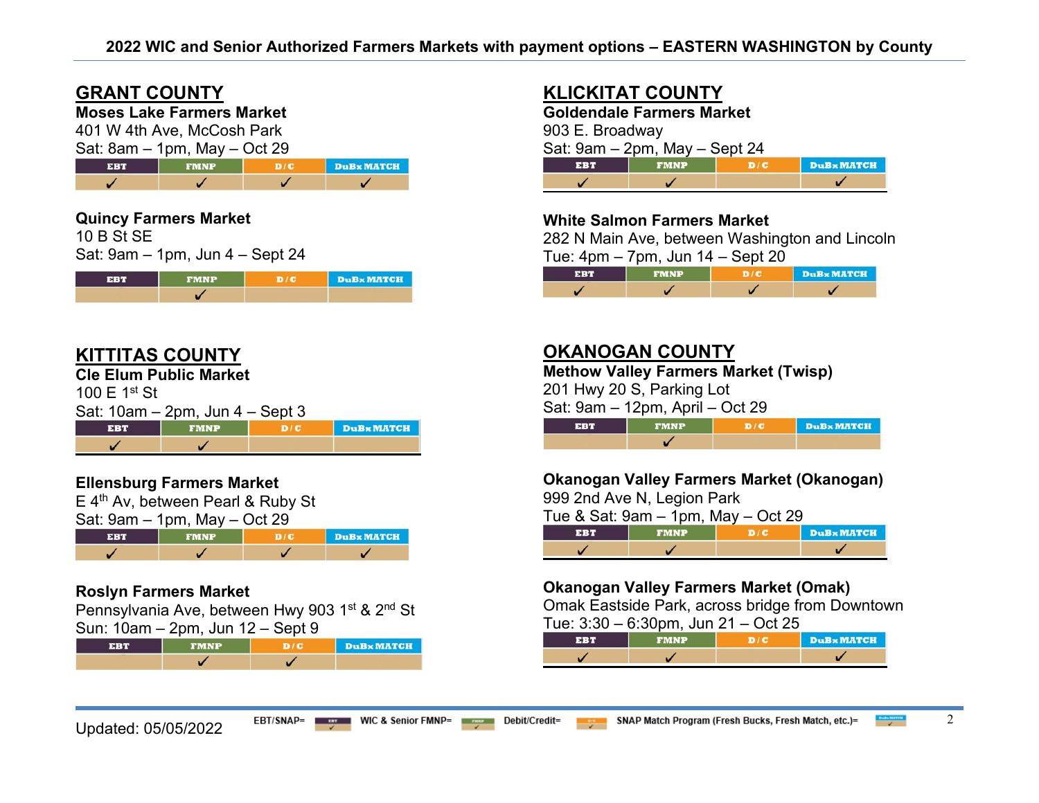**2022 WIC and Senior Authorized Farmers Markets with payment options – EASTERN WASHINGTON by County**

## GRANT COUNTY

### Moses Lake Farmers Market
401 W 4th Ave, McCosh Park
Sat: 8am – 1pm, May – Oct 29

| EBT | FMNP | D / C | DuBx MATCH |
|---|---|---|---|
| ✓ | ✓ | ✓ | ✓ |

### Quincy Farmers Market
10 B St SE
Sat: 9am – 1pm, Jun 4 – Sept 24

| EBT | FMNP | D / C | DuBx MATCH |
|---|---|---|---|
| | ✓ | | |

## KITTITAS COUNTY

### Cle Elum Public Market
100 E 1st St
Sat: 10am – 2pm, Jun 4 – Sept 3

| EBT | FMNP | D / C | DuBx MATCH |
|---|---|---|---|
| ✓ | ✓ | | |

### Ellensburg Farmers Market
E 4th Av, between Pearl & Ruby St
Sat: 9am – 1pm, May – Oct 29

| EBT | FMNP | D / C | DuBx MATCH |
|---|---|---|---|
| ✓ | ✓ | ✓ | ✓ |

### Roslyn Farmers Market
Pennsylvania Ave, between Hwy 903 1st & 2nd St
Sun: 10am – 2pm, Jun 12 – Sept 9

| EBT | FMNP | D / C | DuBx MATCH |
|---|---|---|---|
| | ✓ | ✓ | |

## KLICKITAT COUNTY

### Goldendale Farmers Market
903 E. Broadway
Sat: 9am – 2pm, May – Sept 24

| EBT | FMNP | D / C | DuBx MATCH |
|---|---|---|---|
| ✓ | ✓ | | ✓ |

### White Salmon Farmers Market
282 N Main Ave, between Washington and Lincoln
Tue: 4pm – 7pm, Jun 14 – Sept 20

| EBT | FMNP | D / C | DuBx MATCH |
|---|---|---|---|
| ✓ | ✓ | ✓ | ✓ |

## OKANOGAN COUNTY

### Methow Valley Farmers Market (Twisp)
201 Hwy 20 S, Parking Lot
Sat: 9am – 12pm, April – Oct 29

| EBT | FMNP | D / C | DuBx MATCH |
|---|---|---|---|
| | ✓ | | |

### Okanogan Valley Farmers Market (Okanogan)
999 2nd Ave N, Legion Park
Tue & Sat: 9am – 1pm, May – Oct 29

| EBT | FMNP | D / C | DuBx MATCH |
|---|---|---|---|
| ✓ | ✓ | | ✓ |

### Okanogan Valley Farmers Market (Omak)
Omak Eastside Park, across bridge from Downtown
Tue: 3:30 – 6:30pm, Jun 21 – Oct 25

| EBT | FMNP | D / C | DuBx MATCH |
|---|---|---|---|
| ✓ | ✓ | | ✓ |

Updated: 05/05/2022

EBT/SNAP= EBT | WIC & Senior FMNP= FMNP | Debit/Credit= D/C | SNAP Match Program (Fresh Bucks, Fresh Match, etc.)= DuBx MATCH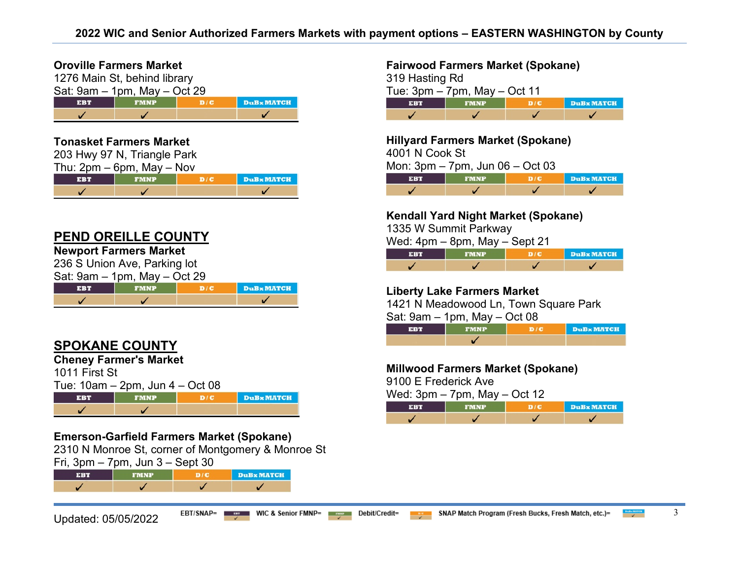## 2022 WIC and Senior Authorized Farmers Markets with payment options – EASTERN WASHINGTON by County

**Oroville Farmers Market**
1276 Main St, behind library
Sat: 9am – 1pm, May – Oct 29

| EBT | FMNP | D / C | DuBx MATCH |
|---|---|---|---|
| ✓ | ✓ | | ✓ |

**Tonasket Farmers Market**
203 Hwy 97 N, Triangle Park
Thu: 2pm – 6pm, May – Nov

| EBT | FMNP | D / C | DuBx MATCH |
|---|---|---|---|
| ✓ | ✓ | | ✓ |

## PEND OREILLE COUNTY

**Newport Farmers Market**
236 S Union Ave, Parking lot
Sat: 9am – 1pm, May – Oct 29

| EBT | FMNP | D / C | DuBx MATCH |
|---|---|---|---|
| ✓ | ✓ | | ✓ |

## SPOKANE COUNTY

**Cheney Farmer's Market**
1011 First St
Tue: 10am – 2pm, Jun 4 – Oct 08

| EBT | FMNP | D / C | DuBx MATCH |
|---|---|---|---|
| ✓ | ✓ | | |

**Emerson-Garfield Farmers Market (Spokane)**
2310 N Monroe St, corner of Montgomery & Monroe St
Fri, 3pm – 7pm, Jun 3 – Sept 30

| EBT | FMNP | D / C | DuBx MATCH |
|---|---|---|---|
| ✓ | ✓ | ✓ | ✓ |

**Fairwood Farmers Market (Spokane)**
319 Hasting Rd
Tue: 3pm – 7pm, May – Oct 11

| EBT | FMNP | D / C | DuBx MATCH |
|---|---|---|---|
| ✓ | ✓ | ✓ | ✓ |

**Hillyard Farmers Market (Spokane)**
4001 N Cook St
Mon: 3pm – 7pm, Jun 06 – Oct 03

| EBT | FMNP | D / C | DuBx MATCH |
|---|---|---|---|
| ✓ | ✓ | ✓ | ✓ |

**Kendall Yard Night Market (Spokane)**
1335 W Summit Parkway
Wed: 4pm – 8pm, May – Sept 21

| EBT | FMNP | D / C | DuBx MATCH |
|---|---|---|---|
| ✓ | ✓ | ✓ | ✓ |

**Liberty Lake Farmers Market**
1421 N Meadowood Ln, Town Square Park
Sat: 9am – 1pm, May – Oct 08

| EBT | FMNP | D / C | DuBx MATCH |
|---|---|---|---|
| | ✓ | | |

**Millwood Farmers Market (Spokane)**
9100 E Frederick Ave
Wed: 3pm – 7pm, May – Oct 12

| EBT | FMNP | D / C | DuBx MATCH |
|---|---|---|---|
| ✓ | ✓ | ✓ | ✓ |

Updated: 05/05/2022

EBT/SNAP= EBT | WIC & Senior FMNP= FMNP | Debit/Credit= D/C | SNAP Match Program (Fresh Bucks, Fresh Match, etc.)= DuBx MATCH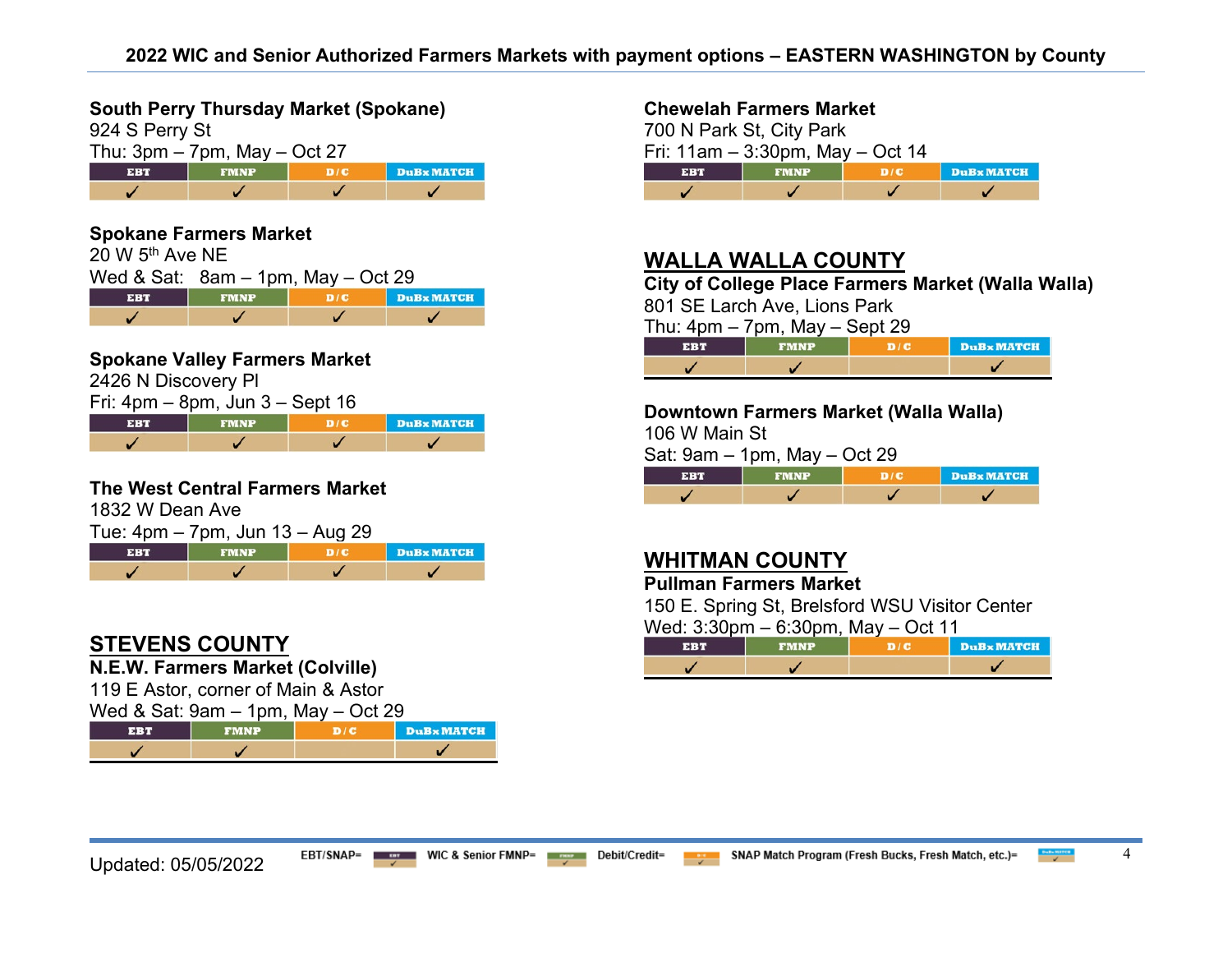## 2022 WIC and Senior Authorized Farmers Markets with payment options – EASTERN WASHINGTON by County

**South Perry Thursday Market (Spokane)**
924 S Perry St
Thu: 3pm – 7pm, May – Oct 27

| EBT | FMNP | D/C | DuBx MATCH |
|---|---|---|---|
| ✓ | ✓ | ✓ | ✓ |

**Spokane Farmers Market**
20 W 5th Ave NE
Wed & Sat: 8am – 1pm, May – Oct 29

| EBT | FMNP | D/C | DuBx MATCH |
|---|---|---|---|
| ✓ | ✓ | ✓ | ✓ |

**Spokane Valley Farmers Market**
2426 N Discovery Pl
Fri: 4pm – 8pm, Jun 3 – Sept 16

| EBT | FMNP | D/C | DuBx MATCH |
|---|---|---|---|
| ✓ | ✓ | ✓ | ✓ |

**The West Central Farmers Market**
1832 W Dean Ave
Tue: 4pm – 7pm, Jun 13 – Aug 29

| EBT | FMNP | D/C | DuBx MATCH |
|---|---|---|---|
| ✓ | ✓ | ✓ | ✓ |

## STEVENS COUNTY

**N.E.W. Farmers Market (Colville)**
119 E Astor, corner of Main & Astor
Wed & Sat: 9am – 1pm, May – Oct 29

| EBT | FMNP | D/C | DuBx MATCH |
|---|---|---|---|
| ✓ | ✓ | | ✓ |

**Chewelah Farmers Market**
700 N Park St, City Park
Fri: 11am – 3:30pm, May – Oct 14

| EBT | FMNP | D/C | DuBx MATCH |
|---|---|---|---|
| ✓ | ✓ | ✓ | ✓ |

## WALLA WALLA COUNTY

**City of College Place Farmers Market (Walla Walla)**
801 SE Larch Ave, Lions Park
Thu: 4pm – 7pm, May – Sept 29

| EBT | FMNP | D/C | DuBx MATCH |
|---|---|---|---|
| ✓ | ✓ | | ✓ |

**Downtown Farmers Market (Walla Walla)**
106 W Main St
Sat: 9am – 1pm, May – Oct 29

| EBT | FMNP | D/C | DuBx MATCH |
|---|---|---|---|
| ✓ | ✓ | ✓ | ✓ |

## WHITMAN COUNTY

**Pullman Farmers Market**
150 E. Spring St, Brelsford WSU Visitor Center
Wed: 3:30pm – 6:30pm, May – Oct 11

| EBT | FMNP | D/C | DuBx MATCH |
|---|---|---|---|
| ✓ | ✓ | | ✓ |

Updated: 05/05/2022

EBT/SNAP= EBT | WIC & Senior FMNP= FMNP | Debit/Credit= D/C | SNAP Match Program (Fresh Bucks, Fresh Match, etc.)= DuBx MATCH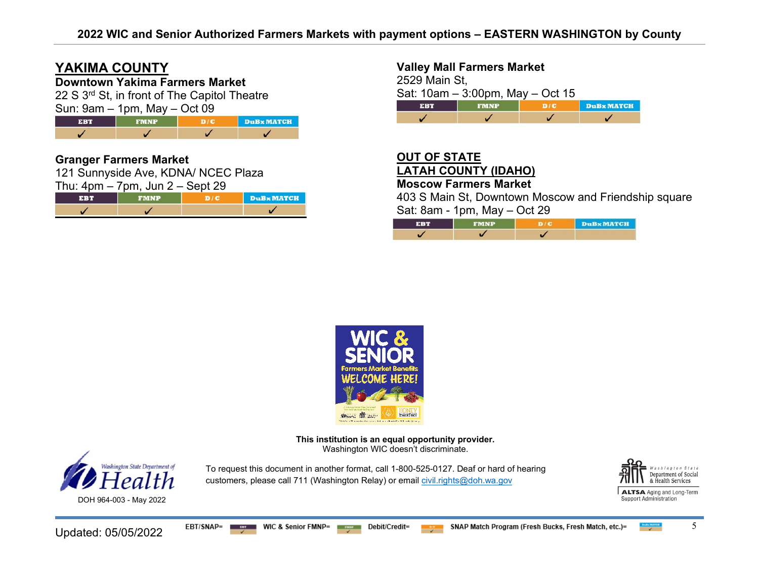## 2022 WIC and Senior Authorized Farmers Markets with payment options – EASTERN WASHINGTON by County

## YAKIMA COUNTY

### Downtown Yakima Farmers Market

22 S 3rd St, in front of The Capitol Theatre
Sun: 9am – 1pm, May – Oct 09

| EBT | FMNP | D/C | DuBx MATCH |
|---|---|---|---|
| ✓ | ✓ | ✓ | ✓ |

### Granger Farmers Market

121 Sunnyside Ave, KDNA/ NCEC Plaza
Thu: 4pm – 7pm, Jun 2 – Sept 29

| EBT | FMNP | D/C | DuBx MATCH |
|---|---|---|---|
| ✓ | ✓ | | ✓ |

### Valley Mall Farmers Market

2529 Main St,
Sat: 10am – 3:00pm, May – Oct 15

| EBT | FMNP | D/C | DuBx MATCH |
|---|---|---|---|
| ✓ | ✓ | ✓ | ✓ |

## OUT OF STATE

## LATAH COUNTY (IDAHO)

### Moscow Farmers Market

403 S Main St, Downtown Moscow and Friendship square
Sat: 8am - 1pm, May – Oct 29

| EBT | FMNP | D/C | DuBx MATCH |
|---|---|---|---|
| ✓ | ✓ | ✓ | |

**This institution is an equal opportunity provider.**
Washington WIC doesn't discriminate.

To request this document in another format, call 1-800-525-0127. Deaf or hard of hearing customers, please call 711 (Washington Relay) or email civil.rights@doh.wa.gov

DOH 964-003 - May 2022

Updated: 05/05/2022

EBT/SNAP= | WIC & Senior FMNP= | Debit/Credit= | SNAP Match Program (Fresh Bucks, Fresh Match, etc.)=